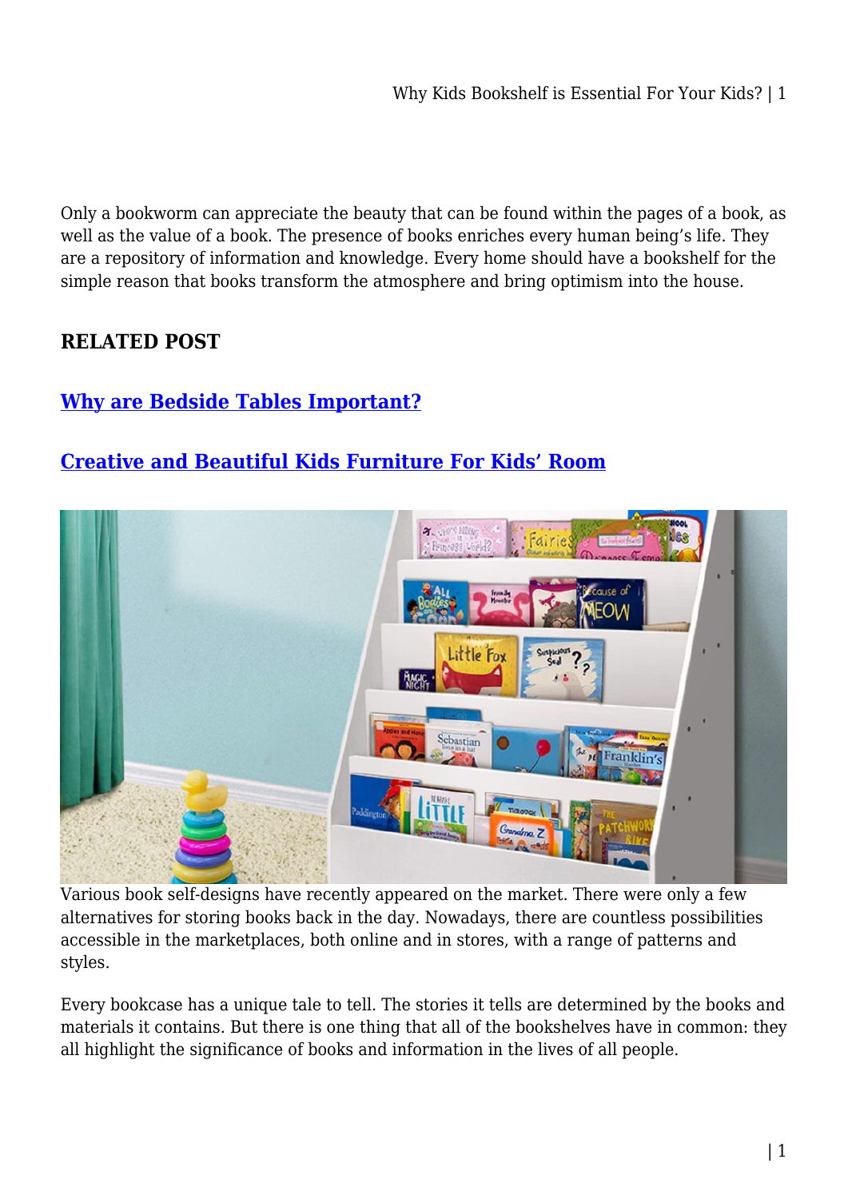Only a bookworm can appreciate the beauty that can be found within the pages of a book, as well as the value of a book. The presence of books enriches every human being's life. They are a repository of information and knowledge. Every home should have a bookshelf for the simple reason that books transform the atmosphere and bring optimism into the house.

## RELATED POST

### [Why are Bedside Tables Important?]()

### [Creative and Beautiful Kids Furniture For Kids' Room]()

Various book self-designs have recently appeared on the market. There were only a few alternatives for storing books back in the day. Nowadays, there are countless possibilities accessible in the marketplaces, both online and in stores, with a range of patterns and styles.

Every bookcase has a unique tale to tell. The stories it tells are determined by the books and materials it contains. But there is one thing that all of the bookshelves have in common: they all highlight the significance of books and information in the lives of all people.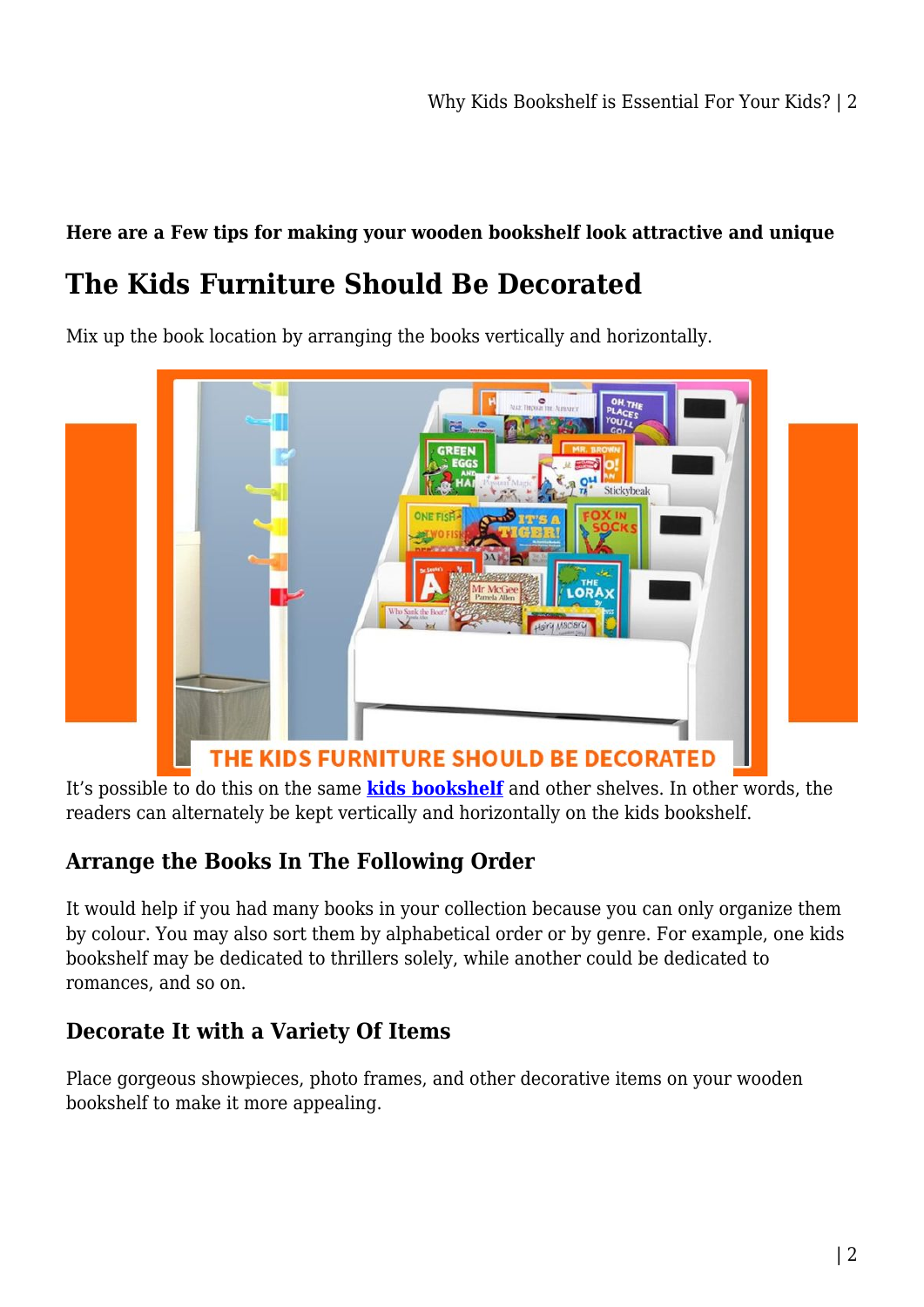**Here are a Few tips for making your wooden bookshelf look attractive and unique**

# The Kids Furniture Should Be Decorated

Mix up the book location by arranging the books vertically and horizontally.

It's possible to do this on the same **kids bookshelf** and other shelves. In other words, the readers can alternately be kept vertically and horizontally on the kids bookshelf.

## Arrange the Books In The Following Order

It would help if you had many books in your collection because you can only organize them by colour. You may also sort them by alphabetical order or by genre. For example, one kids bookshelf may be dedicated to thrillers solely, while another could be dedicated to romances, and so on.

## Decorate It with a Variety Of Items

Place gorgeous showpieces, photo frames, and other decorative items on your wooden bookshelf to make it more appealing.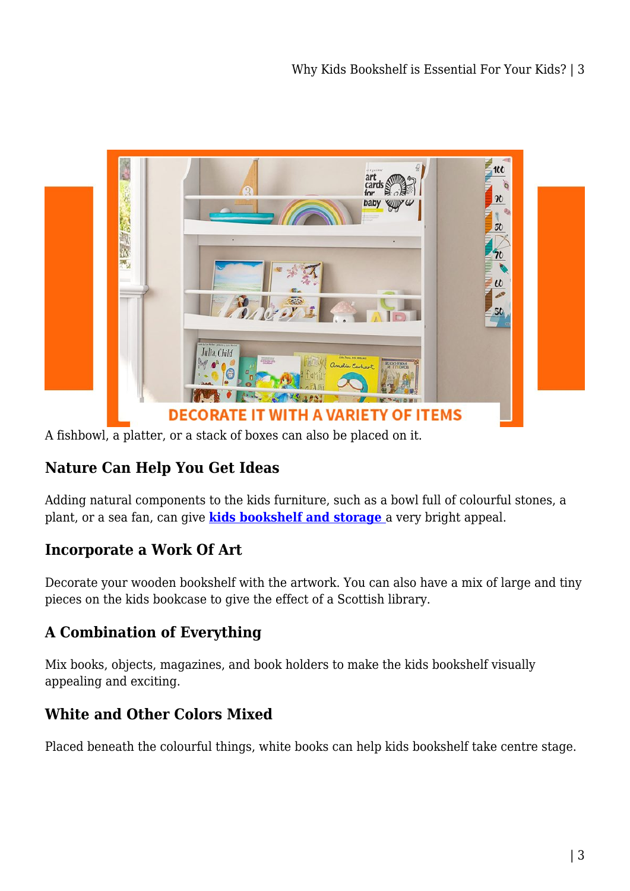A fishbowl, a platter, or a stack of boxes can also be placed on it.

### Nature Can Help You Get Ideas

Adding natural components to the kids furniture, such as a bowl full of colourful stones, a plant, or a sea fan, can give **kids bookshelf and storage** a very bright appeal.

### Incorporate a Work Of Art

Decorate your wooden bookshelf with the artwork. You can also have a mix of large and tiny pieces on the kids bookcase to give the effect of a Scottish library.

### A Combination of Everything

Mix books, objects, magazines, and book holders to make the kids bookshelf visually appealing and exciting.

### White and Other Colors Mixed

Placed beneath the colourful things, white books can help kids bookshelf take centre stage.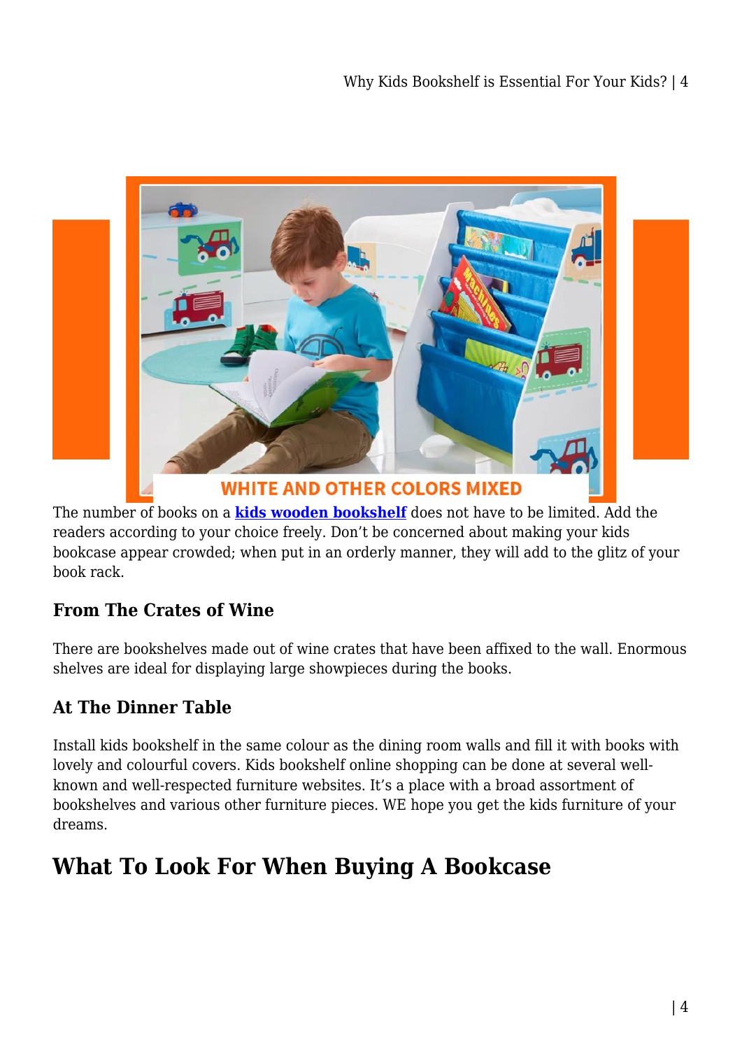WHITE AND OTHER COLORS MIXED

The number of books on a **kids wooden bookshelf** does not have to be limited. Add the readers according to your choice freely. Don't be concerned about making your kids bookcase appear crowded; when put in an orderly manner, they will add to the glitz of your book rack.

### From The Crates of Wine

There are bookshelves made out of wine crates that have been affixed to the wall. Enormous shelves are ideal for displaying large showpieces during the books.

### At The Dinner Table

Install kids bookshelf in the same colour as the dining room walls and fill it with books with lovely and colourful covers. Kids bookshelf online shopping can be done at several well-known and well-respected furniture websites. It's a place with a broad assortment of bookshelves and various other furniture pieces. WE hope you get the kids furniture of your dreams.

## What To Look For When Buying A Bookcase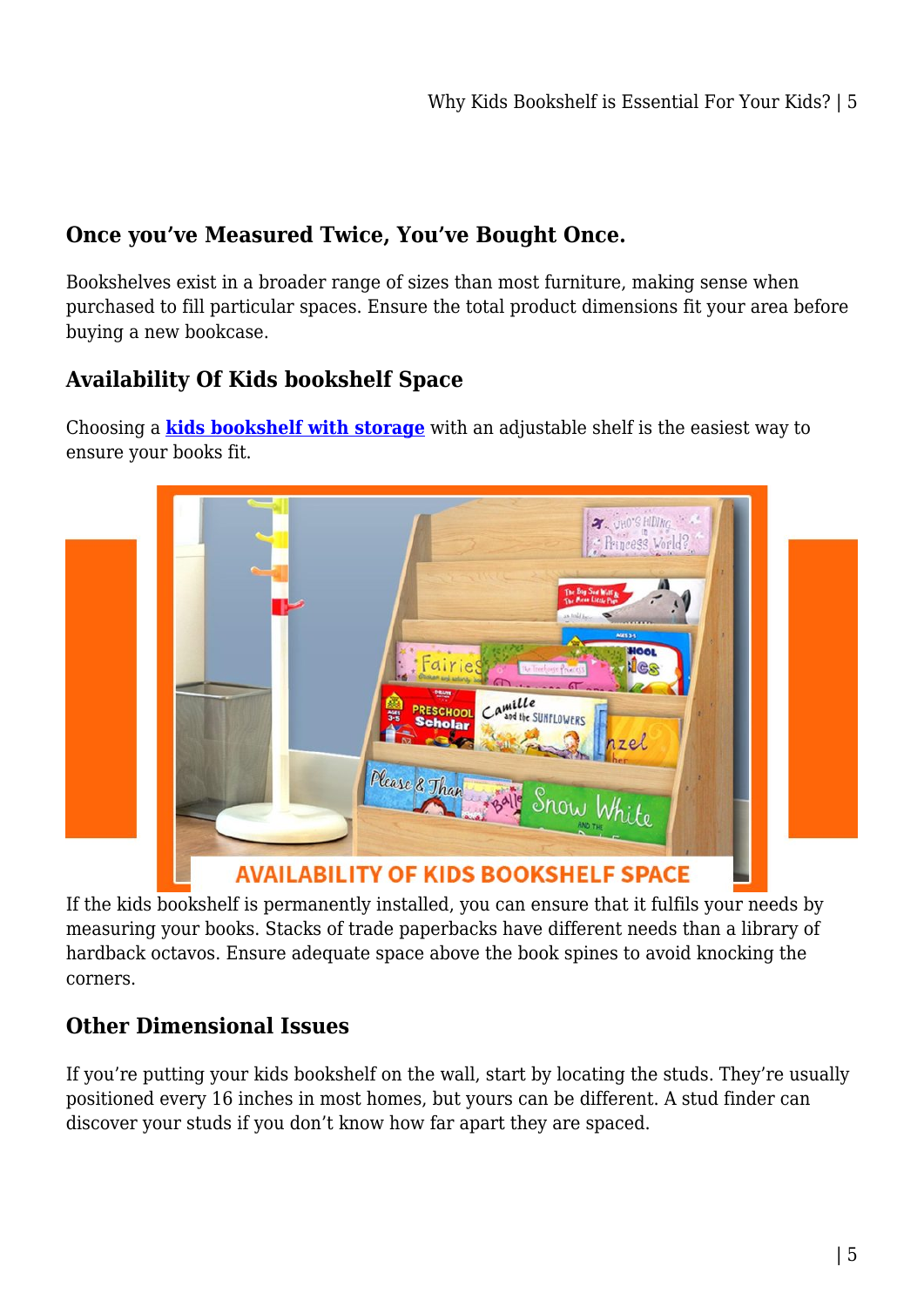## Once you've Measured Twice, You've Bought Once.

Bookshelves exist in a broader range of sizes than most furniture, making sense when purchased to fill particular spaces. Ensure the total product dimensions fit your area before buying a new bookcase.

## Availability Of Kids bookshelf Space

Choosing a **kids bookshelf with storage** with an adjustable shelf is the easiest way to ensure your books fit.

If the kids bookshelf is permanently installed, you can ensure that it fulfils your needs by measuring your books. Stacks of trade paperbacks have different needs than a library of hardback octavos. Ensure adequate space above the book spines to avoid knocking the corners.

## Other Dimensional Issues

If you're putting your kids bookshelf on the wall, start by locating the studs. They're usually positioned every 16 inches in most homes, but yours can be different. A stud finder can discover your studs if you don't know how far apart they are spaced.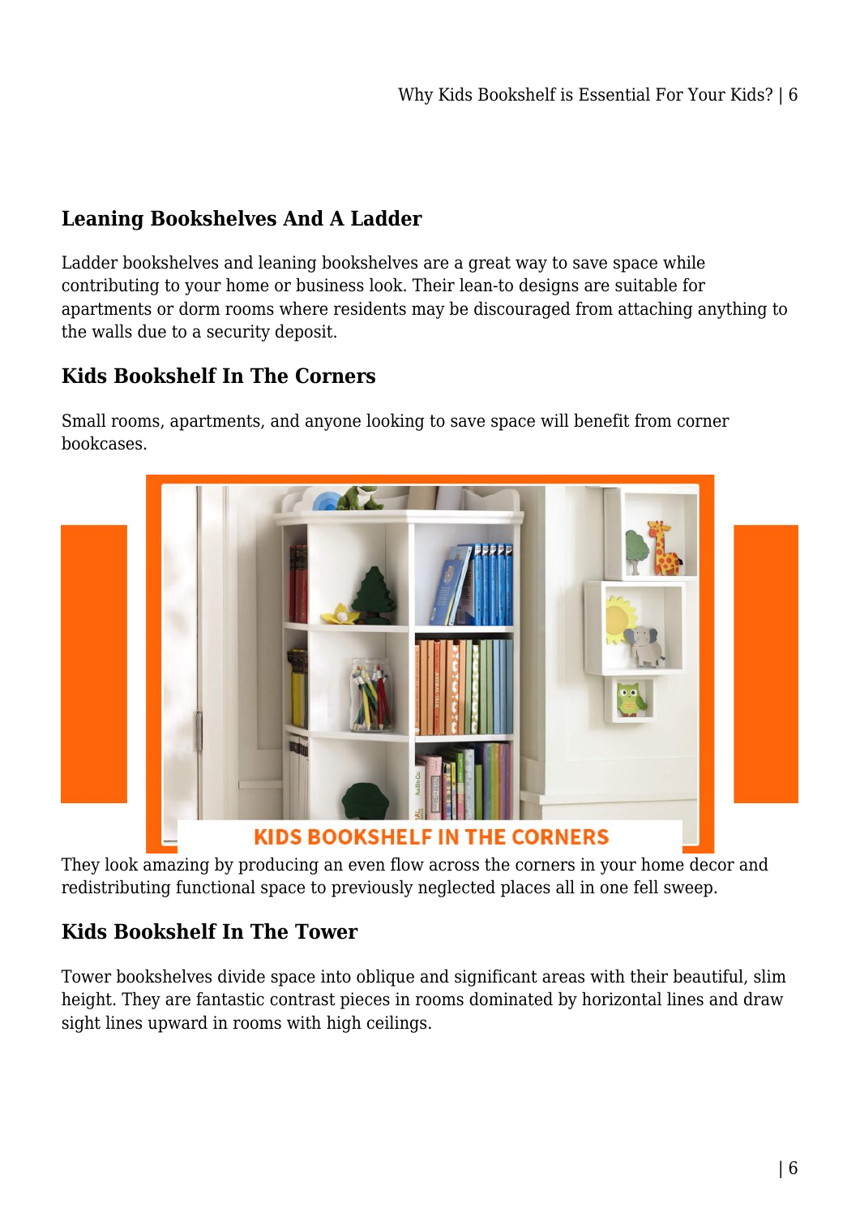## Leaning Bookshelves And A Ladder

Ladder bookshelves and leaning bookshelves are a great way to save space while contributing to your home or business look. Their lean-to designs are suitable for apartments or dorm rooms where residents may be discouraged from attaching anything to the walls due to a security deposit.

## Kids Bookshelf In The Corners

Small rooms, apartments, and anyone looking to save space will benefit from corner bookcases.

They look amazing by producing an even flow across the corners in your home decor and redistributing functional space to previously neglected places all in one fell sweep.

## Kids Bookshelf In The Tower

Tower bookshelves divide space into oblique and significant areas with their beautiful, slim height. They are fantastic contrast pieces in rooms dominated by horizontal lines and draw sight lines upward in rooms with high ceilings.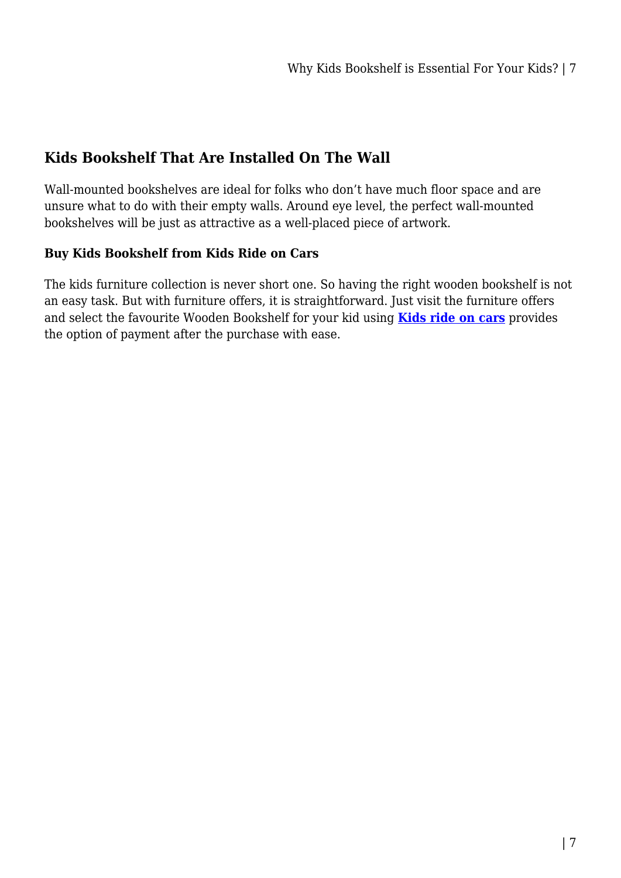## Kids Bookshelf That Are Installed On The Wall

Wall-mounted bookshelves are ideal for folks who don't have much floor space and are unsure what to do with their empty walls. Around eye level, the perfect wall-mounted bookshelves will be just as attractive as a well-placed piece of artwork.

### Buy Kids Bookshelf from Kids Ride on Cars

The kids furniture collection is never short one. So having the right wooden bookshelf is not an easy task. But with furniture offers, it is straightforward. Just visit the furniture offers and select the favourite Wooden Bookshelf for your kid using **Kids ride on cars** provides the option of payment after the purchase with ease.